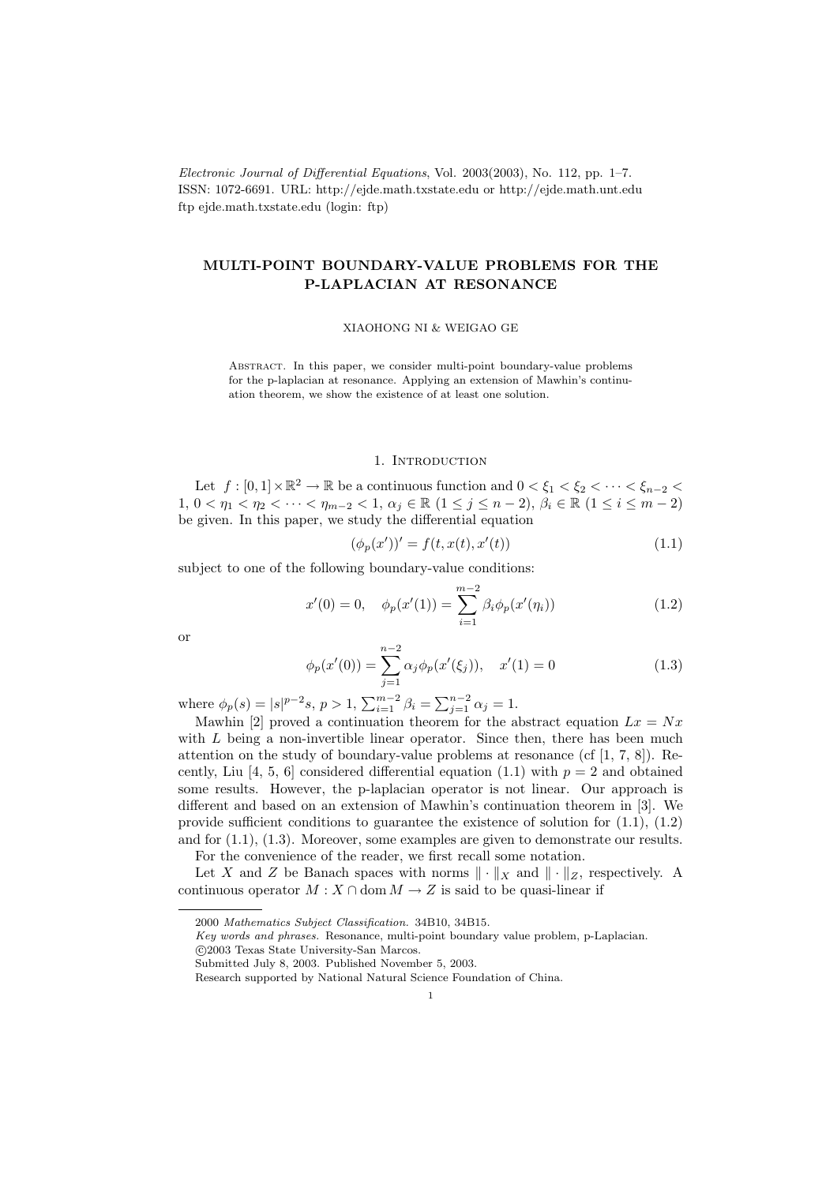*Electronic Journal of Differential Equations*, Vol. 2003(2003), No. 112, pp. 1–7.
ISSN: 1072-6691. URL: http://ejde.math.txstate.edu or http://ejde.math.unt.edu
ftp ejde.math.txstate.edu (login: ftp)

# MULTI-POINT BOUNDARY-VALUE PROBLEMS FOR THE P-LAPLACIAN AT RESONANCE

XIAOHONG NI & WEIGAO GE

Abstract. In this paper, we consider multi-point boundary-value problems for the p-laplacian at resonance. Applying an extension of Mawhin's continuation theorem, we show the existence of at least one solution.

## 1. Introduction

Let $f : [0, 1] \times \mathbb{R}^2 \to \mathbb{R}$ be a continuous function and $0 < \xi_1 < \xi_2 < \cdots < \xi_{n-2} < 1$, $0 < \eta_1 < \eta_2 < \cdots < \eta_{m-2} < 1$, $\alpha_j \in \mathbb{R}$ $(1 \le j \le n-2)$, $\beta_i \in \mathbb{R}$ $(1 \le i \le m-2)$ be given. In this paper, we study the differential equation

$$(\phi_p(x'))' = f(t, x(t), x'(t)) \tag{1.1}$$

subject to one of the following boundary-value conditions:

$$x'(0) = 0, \quad \phi_p(x'(1)) = \sum_{i=1}^{m-2} \beta_i \phi_p(x'(\eta_i)) \tag{1.2}$$

or

$$\phi_p(x'(0)) = \sum_{j=1}^{n-2} \alpha_j \phi_p(x'(\xi_j)), \quad x'(1) = 0 \tag{1.3}$$

where $\phi_p(s) = |s|^{p-2}s$, $p > 1$, $\sum_{i=1}^{m-2} \beta_i = \sum_{j=1}^{n-2} \alpha_j = 1$.

Mawhin [2] proved a continuation theorem for the abstract equation $Lx = Nx$ with $L$ being a non-invertible linear operator. Since then, there has been much attention on the study of boundary-value problems at resonance (cf [1, 7, 8]). Recently, Liu [4, 5, 6] considered differential equation (1.1) with $p = 2$ and obtained some results. However, the p-laplacian operator is not linear. Our approach is different and based on an extension of Mawhin's continuation theorem in [3]. We provide sufficient conditions to guarantee the existence of solution for (1.1), (1.2) and for (1.1), (1.3). Moreover, some examples are given to demonstrate our results.

For the convenience of the reader, we first recall some notation.

Let $X$ and $Z$ be Banach spaces with norms $\|\cdot\|_X$ and $\|\cdot\|_Z$, respectively. A continuous operator $M : X \cap \operatorname{dom} M \to Z$ is said to be quasi-linear if

---

2000 *Mathematics Subject Classification.* 34B10, 34B15.
*Key words and phrases.* Resonance, multi-point boundary value problem, p-Laplacian.
©2003 Texas State University-San Marcos.
Submitted July 8, 2003. Published November 5, 2003.
Research supported by National Natural Science Foundation of China.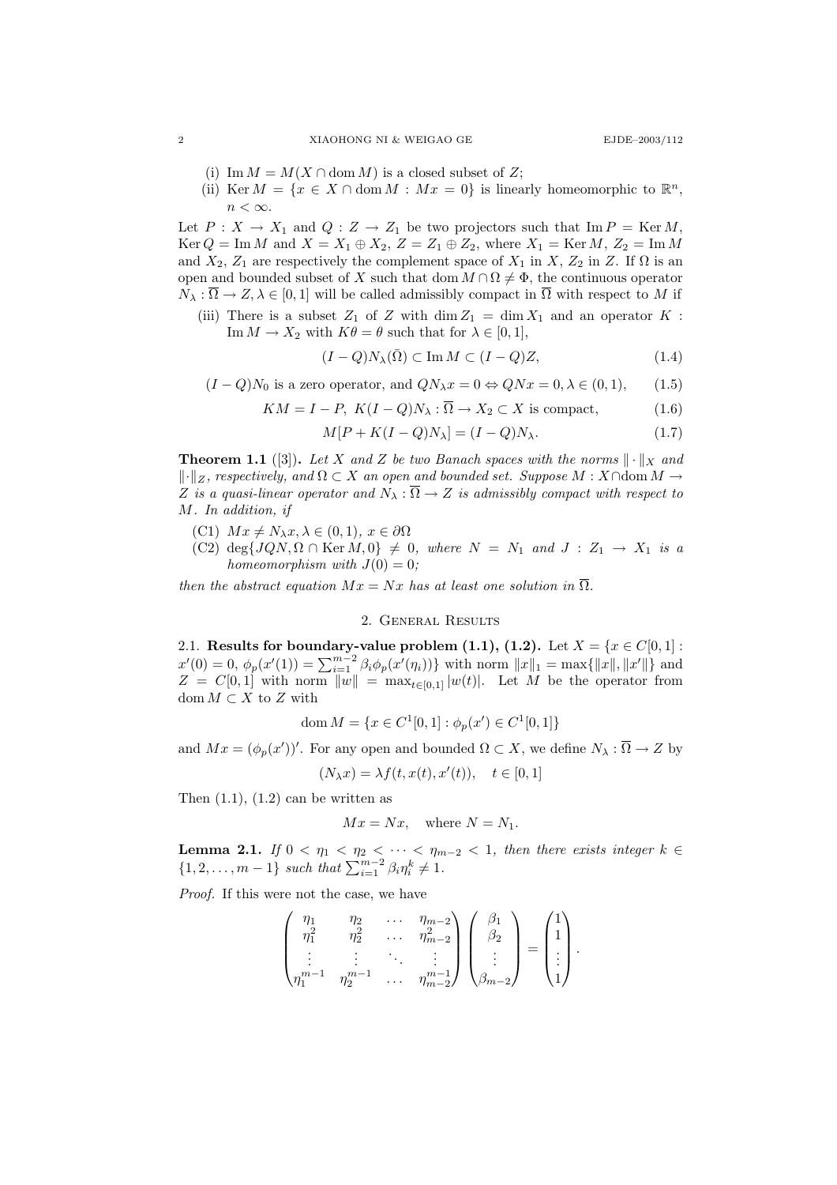(i) $\operatorname{Im} M = M(X \cap \operatorname{dom} M)$ is a closed subset of $Z$;

(ii) $\operatorname{Ker} M = \{x \in X \cap \operatorname{dom} M : Mx = 0\}$ is linearly homeomorphic to $\mathbb{R}^n$, $n < \infty$.

Let $P : X \to X_1$ and $Q : Z \to Z_1$ be two projectors such that $\operatorname{Im} P = \operatorname{Ker} M$, $\operatorname{Ker} Q = \operatorname{Im} M$ and $X = X_1 \oplus X_2$, $Z = Z_1 \oplus Z_2$, where $X_1 = \operatorname{Ker} M$, $Z_2 = \operatorname{Im} M$ and $X_2$, $Z_1$ are respectively the complement space of $X_1$ in $X$, $Z_2$ in $Z$. If $\Omega$ is an open and bounded subset of $X$ such that $\operatorname{dom} M \cap \Omega \neq \Phi$, the continuous operator $N_\lambda : \overline{\Omega} \to Z, \lambda \in [0, 1]$ will be called admissibly compact in $\overline{\Omega}$ with respect to $M$ if

(iii) There is a subset $Z_1$ of $Z$ with $\dim Z_1 = \dim X_1$ and an operator $K : \operatorname{Im} M \to X_2$ with $K\theta = \theta$ such that for $\lambda \in [0, 1]$,

$$(I - Q)N_\lambda(\bar{\Omega}) \subset \operatorname{Im} M \subset (I - Q)Z, \tag{1.4}$$

$$(I - Q)N_0 \text{ is a zero operator, and } QN_\lambda x = 0 \Leftrightarrow QNx = 0, \lambda \in (0, 1), \tag{1.5}$$

$$KM = I - P,\ K(I - Q)N_\lambda : \overline{\Omega} \to X_2 \subset X \text{ is compact}, \tag{1.6}$$

$$M[P + K(I - Q)N_\lambda] = (I - Q)N_\lambda. \tag{1.7}$$

**Theorem 1.1** ([3]). *Let $X$ and $Z$ be two Banach spaces with the norms $\|\cdot\|_X$ and $\|\cdot\|_Z$, respectively, and $\Omega \subset X$ an open and bounded set. Suppose $M : X \cap \operatorname{dom} M \to Z$ is a quasi-linear operator and $N_\lambda : \overline{\Omega} \to Z$ is admissibly compact with respect to $M$. In addition, if*

(C1) *$Mx \neq N_\lambda x, \lambda \in (0, 1)$, $x \in \partial\Omega$*

(C2) *$\deg\{JQN, \Omega \cap \operatorname{Ker} M, 0\} \neq 0$, where $N = N_1$ and $J : Z_1 \to X_1$ is a homeomorphism with $J(0) = 0$;*

*then the abstract equation $Mx = Nx$ has at least one solution in $\overline{\Omega}$.*

## 2. General Results

**2.1. Results for boundary-value problem (1.1), (1.2).** Let $X = \{x \in C[0, 1] : x'(0) = 0, \ \phi_p(x'(1)) = \sum_{i=1}^{m-2} \beta_i \phi_p(x'(\eta_i))\}$ with norm $\|x\|_1 = \max\{\|x\|, \|x'\|\}$ and $Z = C[0, 1]$ with norm $\|w\| = \max_{t \in [0,1]} |w(t)|$. Let $M$ be the operator from $\operatorname{dom} M \subset X$ to $Z$ with

$$\operatorname{dom} M = \{x \in C^1[0, 1] : \phi_p(x') \in C^1[0, 1]\}$$

and $Mx = (\phi_p(x'))'$. For any open and bounded $\Omega \subset X$, we define $N_\lambda : \overline{\Omega} \to Z$ by

$$(N_\lambda x) = \lambda f(t, x(t), x'(t)), \quad t \in [0, 1]$$

Then (1.1), (1.2) can be written as

$$Mx = Nx, \quad \text{where } N = N_1.$$

**Lemma 2.1.** *If $0 < \eta_1 < \eta_2 < \cdots < \eta_{m-2} < 1$, then there exists integer $k \in \{1, 2, \ldots, m - 1\}$ such that $\sum_{i=1}^{m-2} \beta_i \eta_i^k \neq 1$.*

*Proof.* If this were not the case, we have

$$\begin{pmatrix} \eta_1 & \eta_2 & \cdots & \eta_{m-2} \\ \eta_1^2 & \eta_2^2 & \cdots & \eta_{m-2}^2 \\ \vdots & \vdots & \ddots & \vdots \\ \eta_1^{m-1} & \eta_2^{m-1} & \cdots & \eta_{m-2}^{m-1} \end{pmatrix} \begin{pmatrix} \beta_1 \\ \beta_2 \\ \vdots \\ \beta_{m-2} \end{pmatrix} = \begin{pmatrix} 1 \\ 1 \\ \vdots \\ 1 \end{pmatrix}.$$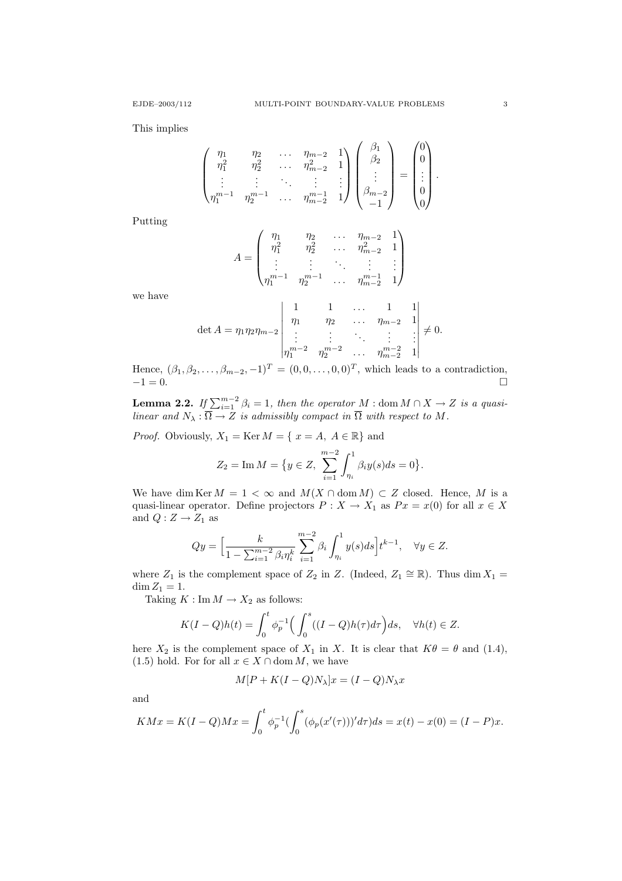This implies

$$
\begin{pmatrix}
\eta_1 & \eta_2 & \dots & \eta_{m-2} & 1 \\
\eta_1^2 & \eta_2^2 & \dots & \eta_{m-2}^2 & 1 \\
\vdots & \vdots & \ddots & \vdots & \vdots \\
\eta_1^{m-1} & \eta_2^{m-1} & \dots & \eta_{m-2}^{m-1} & 1
\end{pmatrix}
\begin{pmatrix}
\beta_1 \\ \beta_2 \\ \vdots \\ \beta_{m-2} \\ -1
\end{pmatrix}
=
\begin{pmatrix}
0 \\ 0 \\ \vdots \\ 0 \\ 0
\end{pmatrix}.
$$

Putting

$$
A = \begin{pmatrix}
\eta_1 & \eta_2 & \dots & \eta_{m-2} & 1 \\
\eta_1^2 & \eta_2^2 & \dots & \eta_{m-2}^2 & 1 \\
\vdots & \vdots & \ddots & \vdots & \vdots \\
\eta_1^{m-1} & \eta_2^{m-1} & \dots & \eta_{m-2}^{m-1} & 1
\end{pmatrix}
$$

we have

$$
\det A = \eta_1 \eta_2 \eta_{m-2}
\begin{vmatrix}
1 & 1 & \dots & 1 & 1 \\
\eta_1 & \eta_2 & \dots & \eta_{m-2} & 1 \\
\vdots & \vdots & \ddots & \vdots & \vdots \\
\eta_1^{m-2} & \eta_2^{m-2} & \dots & \eta_{m-2}^{m-2} & 1
\end{vmatrix} \neq 0.
$$

Hence, $(\beta_1, \beta_2, \dots, \beta_{m-2}, -1)^T = (0, 0, \dots, 0, 0)^T$, which leads to a contradiction, $-1 = 0$. $\square$

**Lemma 2.2.** *If $\sum_{i=1}^{m-2} \beta_i = 1$, then the operator $M : \operatorname{dom} M \cap X \to Z$ is a quasi-linear and $N_\lambda : \overline{\Omega} \to Z$ is admissibly compact in $\overline{\Omega}$ with respect to $M$.*

*Proof.* Obviously, $X_1 = \operatorname{Ker} M = \{ \, x = A, \ A \in \mathbb{R} \}$ and

$$
Z_2 = \operatorname{Im} M = \big\{ y \in Z, \ \sum_{i=1}^{m-2} \int_{\eta_i}^1 \beta_i y(s) ds = 0 \big\}.
$$

We have $\dim \operatorname{Ker} M = 1 < \infty$ and $M(X \cap \operatorname{dom} M) \subset Z$ closed. Hence, $M$ is a quasi-linear operator. Define projectors $P : X \to X_1$ as $Px = x(0)$ for all $x \in X$ and $Q : Z \to Z_1$ as

$$
Qy = \Big[ \frac{k}{1 - \sum_{i=1}^{m-2} \beta_i \eta_i^k} \sum_{i=1}^{m-2} \beta_i \int_{\eta_i}^1 y(s) ds \Big] t^{k-1}, \quad \forall y \in Z.
$$

where $Z_1$ is the complement space of $Z_2$ in $Z$. (Indeed, $Z_1 \cong \mathbb{R}$). Thus $\dim X_1 = \dim Z_1 = 1$.

Taking $K : \operatorname{Im} M \to X_2$ as follows:

$$
K(I - Q)h(t) = \int_0^t \phi_p^{-1} \Big( \int_0^s ((I - Q)h(\tau) d\tau \Big) ds, \quad \forall h(t) \in Z.
$$

here $X_2$ is the complement space of $X_1$ in $X$. It is clear that $K\theta = \theta$ and (1.4), (1.5) hold. For for all $x \in X \cap \operatorname{dom} M$, we have

$$
M[P + K(I - Q)N_\lambda]x = (I - Q)N_\lambda x
$$

and

$$
KMx = K(I - Q)Mx = \int_0^t \phi_p^{-1} ( \int_0^s (\phi_p(x'(\tau)))' d\tau) ds = x(t) - x(0) = (I - P)x.
$$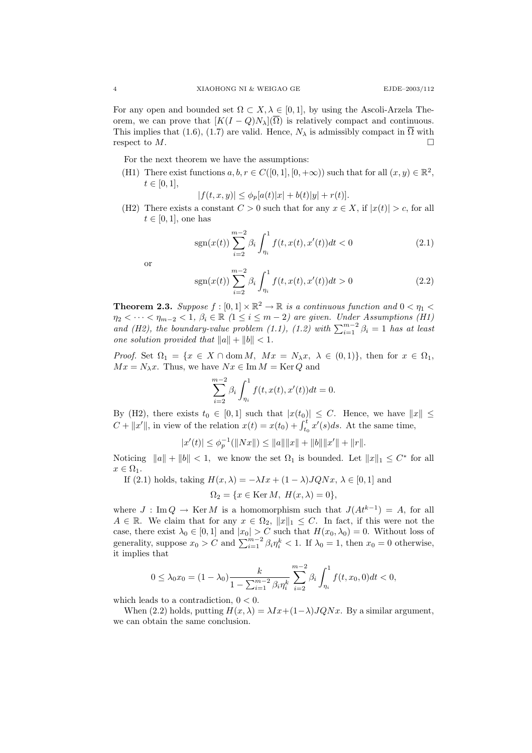For any open and bounded set $\Omega \subset X, \lambda \in [0,1]$, by using the Ascoli-Arzela Theorem, we can prove that $[K(I-Q)N_\lambda](\overline{\Omega})$ is relatively compact and continuous. This implies that (1.6), (1.7) are valid. Hence, $N_\lambda$ is admissibly compact in $\overline{\Omega}$ with respect to $M$. $\square$

For the next theorem we have the assumptions:

(H1) There exist functions $a, b, r \in C([0,1], [0,+\infty))$ such that for all $(x,y) \in \mathbb{R}^2$, $t \in [0,1]$,
$$|f(t,x,y)| \leq \phi_p[a(t)|x| + b(t)|y| + r(t)].$$

(H2) There exists a constant $C > 0$ such that for any $x \in X$, if $|x(t)| > c$, for all $t \in [0,1]$, one has
$$\operatorname{sgn}(x(t)) \sum_{i=2}^{m-2} \beta_i \int_{\eta_i}^1 f(t, x(t), x'(t))dt < 0 \tag{2.1}$$
or
$$\operatorname{sgn}(x(t)) \sum_{i=2}^{m-2} \beta_i \int_{\eta_i}^1 f(t, x(t), x'(t))dt > 0 \tag{2.2}$$

**Theorem 2.3.** *Suppose $f : [0,1] \times \mathbb{R}^2 \to \mathbb{R}$ is a continuous function and $0 < \eta_1 < \eta_2 < \cdots < \eta_{m-2} < 1$, $\beta_i \in \mathbb{R}$ $(1 \leq i \leq m-2)$ are given. Under Assumptions (H1) and (H2), the boundary-value problem (1.1), (1.2) with $\sum_{i=1}^{m-2} \beta_i = 1$ has at least one solution provided that $\|a\| + \|b\| < 1$.*

*Proof.* Set $\Omega_1 = \{x \in X \cap \operatorname{dom} M,\ Mx = N_\lambda x,\ \lambda \in (0,1)\}$, then for $x \in \Omega_1$, $Mx = N_\lambda x$. Thus, we have $Nx \in \operatorname{Im} M = \operatorname{Ker} Q$ and
$$\sum_{i=2}^{m-2} \beta_i \int_{\eta_i}^1 f(t, x(t), x'(t))dt = 0.$$
By (H2), there exists $t_0 \in [0,1]$ such that $|x(t_0)| \leq C$. Hence, we have $\|x\| \leq C + \|x'\|$, in view of the relation $x(t) = x(t_0) + \int_{t_0}^t x'(s)ds$. At the same time,
$$|x'(t)| \leq \phi_p^{-1}(\|Nx\|) \leq \|a\|\|x\| + \|b\|\|x'\| + \|r\|.$$
Noticing $\|a\| + \|b\| < 1$, we know the set $\Omega_1$ is bounded. Let $\|x\|_1 \leq C^*$ for all $x \in \Omega_1$.

If (2.1) holds, taking $H(x,\lambda) = -\lambda Ix + (1-\lambda)JQNx$, $\lambda \in [0,1]$ and
$$\Omega_2 = \{x \in \operatorname{Ker} M,\ H(x,\lambda) = 0\},$$
where $J : \operatorname{Im} Q \to \operatorname{Ker} M$ is a homomorphism such that $J(At^{k-1}) = A$, for all $A \in \mathbb{R}$. We claim that for any $x \in \Omega_2$, $\|x\|_1 \leq C$. In fact, if this were not the case, there exist $\lambda_0 \in [0,1]$ and $|x_0| > C$ such that $H(x_0, \lambda_0) = 0$. Without loss of generality, suppose $x_0 > C$ and $\sum_{i=1}^{m-2} \beta_i \eta_i^k < 1$. If $\lambda_0 = 1$, then $x_0 = 0$ otherwise, it implies that
$$0 \leq \lambda_0 x_0 = (1-\lambda_0) \frac{k}{1 - \sum_{i=1}^{m-2} \beta_i \eta_i^k} \sum_{i=2}^{m-2} \beta_i \int_{\eta_i}^1 f(t, x_0, 0)dt < 0,$$
which leads to a contradiction, $0 < 0$.

When (2.2) holds, putting $H(x,\lambda) = \lambda Ix + (1-\lambda)JQNx$. By a similar argument, we can obtain the same conclusion.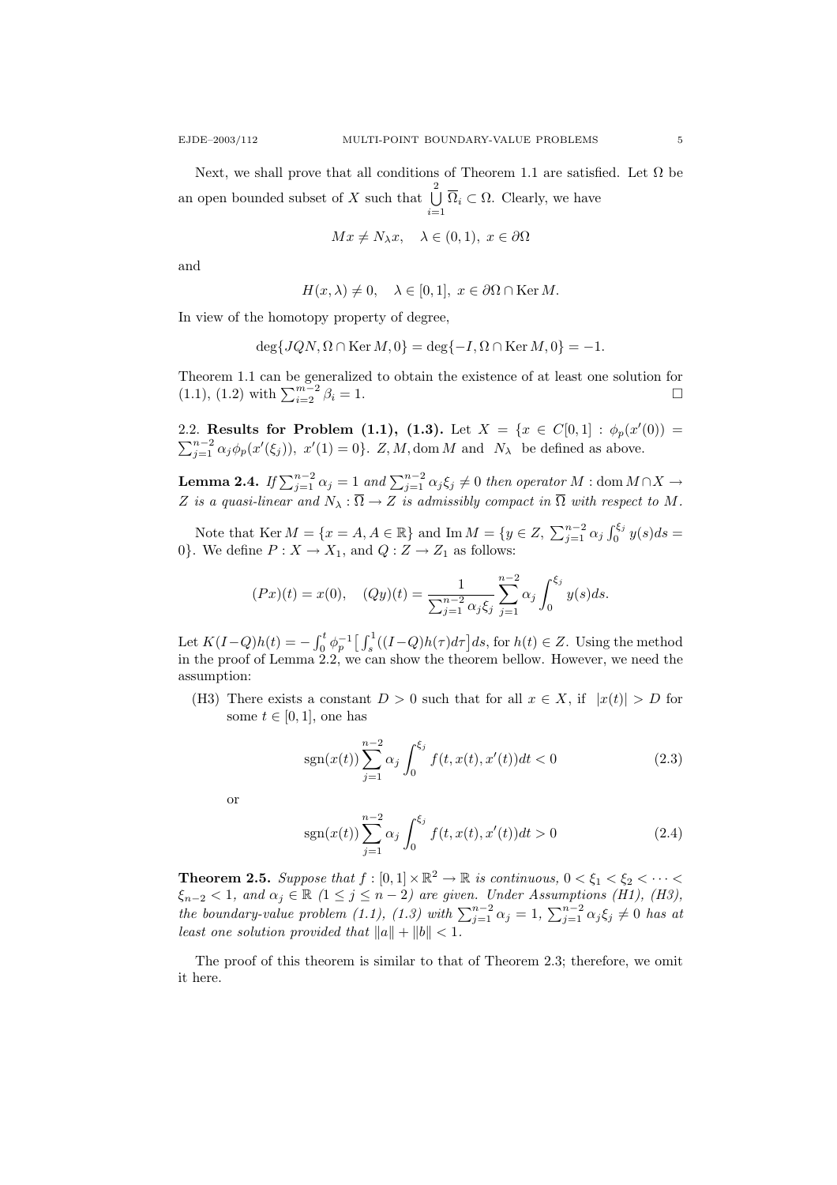Next, we shall prove that all conditions of Theorem 1.1 are satisfied. Let $\Omega$ be an open bounded subset of $X$ such that $\bigcup_{i=1}^{2} \overline{\Omega}_i \subset \Omega$. Clearly, we have

$$Mx \neq N_\lambda x, \quad \lambda \in (0,1), \ x \in \partial\Omega$$

and

$$H(x,\lambda) \neq 0, \quad \lambda \in [0,1], \ x \in \partial\Omega \cap \operatorname{Ker} M.$$

In view of the homotopy property of degree,

$$\deg\{JQN, \Omega \cap \operatorname{Ker} M, 0\} = \deg\{-I, \Omega \cap \operatorname{Ker} M, 0\} = -1.$$

Theorem 1.1 can be generalized to obtain the existence of at least one solution for (1.1), (1.2) with $\sum_{i=2}^{m-2} \beta_i = 1$. $\square$

2.2. **Results for Problem (1.1), (1.3).** Let $X = \{x \in C[0,1] : \phi_p(x'(0)) = \sum_{j=1}^{n-2} \alpha_j \phi_p(x'(\xi_j)),\ x'(1) = 0\}$. $Z, M, \operatorname{dom} M$ and $N_\lambda$ be defined as above.

**Lemma 2.4.** *If $\sum_{j=1}^{n-2} \alpha_j = 1$ and $\sum_{j=1}^{n-2} \alpha_j \xi_j \neq 0$ then operator $M : \operatorname{dom} M \cap X \to Z$ is a quasi-linear and $N_\lambda : \overline{\Omega} \to Z$ is admissibly compact in $\overline{\Omega}$ with respect to $M$.*

Note that $\operatorname{Ker} M = \{x = A, A \in \mathbb{R}\}$ and $\operatorname{Im} M = \{y \in Z,\ \sum_{j=1}^{n-2} \alpha_j \int_0^{\xi_j} y(s)ds = 0\}$. We define $P : X \to X_1$, and $Q : Z \to Z_1$ as follows:

$$(Px)(t) = x(0), \quad (Qy)(t) = \frac{1}{\sum_{j=1}^{n-2} \alpha_j \xi_j} \sum_{j=1}^{n-2} \alpha_j \int_0^{\xi_j} y(s)ds.$$

Let $K(I-Q)h(t) = -\int_0^t \phi_p^{-1}\big[\int_s^1 ((I-Q)h(\tau)d\tau\big]ds$, for $h(t) \in Z$. Using the method in the proof of Lemma 2.2, we can show the theorem bellow. However, we need the assumption:

(H3) There exists a constant $D > 0$ such that for all $x \in X$, if $|x(t)| > D$ for some $t \in [0,1]$, one has

$$\operatorname{sgn}(x(t)) \sum_{j=1}^{n-2} \alpha_j \int_0^{\xi_j} f(t, x(t), x'(t))dt < 0 \tag{2.3}$$

or

$$\operatorname{sgn}(x(t)) \sum_{j=1}^{n-2} \alpha_j \int_0^{\xi_j} f(t, x(t), x'(t))dt > 0 \tag{2.4}$$

**Theorem 2.5.** *Suppose that $f : [0,1] \times \mathbb{R}^2 \to \mathbb{R}$ is continuous, $0 < \xi_1 < \xi_2 < \cdots < \xi_{n-2} < 1$, and $\alpha_j \in \mathbb{R}$ ($1 \leq j \leq n-2$) are given. Under Assumptions (H1), (H3), the boundary-value problem (1.1), (1.3) with $\sum_{j=1}^{n-2} \alpha_j = 1$, $\sum_{j=1}^{n-2} \alpha_j \xi_j \neq 0$ has at least one solution provided that $\|a\| + \|b\| < 1$.*

The proof of this theorem is similar to that of Theorem 2.3; therefore, we omit it here.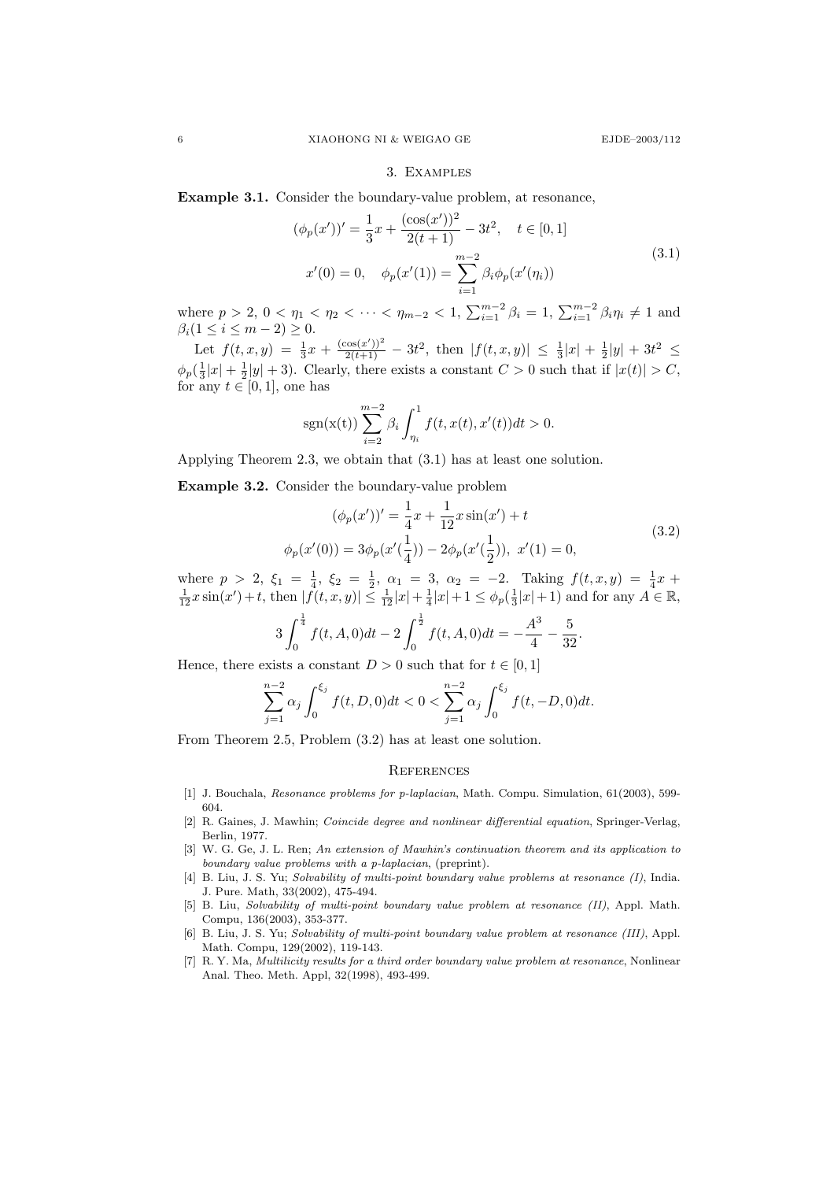## 3. Examples

**Example 3.1.** Consider the boundary-value problem, at resonance,

$$
\begin{gathered}
(\phi_p(x'))' = \frac{1}{3}x + \frac{(\cos(x'))^2}{2(t+1)} - 3t^2, \quad t \in [0,1] \\
x'(0) = 0, \quad \phi_p(x'(1)) = \sum_{i=1}^{m-2} \beta_i \phi_p(x'(\eta_i))
\end{gathered}
\tag{3.1}
$$

where $p > 2$, $0 < \eta_1 < \eta_2 < \cdots < \eta_{m-2} < 1$, $\sum_{i=1}^{m-2} \beta_i = 1$, $\sum_{i=1}^{m-2} \beta_i \eta_i \neq 1$ and $\beta_i (1 \le i \le m-2) \ge 0$.

Let $f(t,x,y) = \frac{1}{3}x + \frac{(\cos(x'))^2}{2(t+1)} - 3t^2$, then $|f(t,x,y)| \le \frac{1}{3}|x| + \frac{1}{2}|y| + 3t^2 \le \phi_p(\frac{1}{3}|x| + \frac{1}{2}|y| + 3)$. Clearly, there exists a constant $C > 0$ such that if $|x(t)| > C$, for any $t \in [0,1]$, one has

$$
\operatorname{sgn}(\mathrm{x(t)}) \sum_{i=2}^{m-2} \beta_i \int_{\eta_i}^1 f(t, x(t), x'(t)) dt > 0.
$$

Applying Theorem 2.3, we obtain that (3.1) has at least one solution.

**Example 3.2.** Consider the boundary-value problem

$$
\begin{gathered}
(\phi_p(x'))' = \frac{1}{4}x + \frac{1}{12}x\sin(x') + t \\
\phi_p(x'(0)) = 3\phi_p(x'(\frac{1}{4})) - 2\phi_p(x'(\frac{1}{2})), \ x'(1) = 0,
\end{gathered}
\tag{3.2}
$$

where $p > 2$, $\xi_1 = \frac{1}{4}$, $\xi_2 = \frac{1}{2}$, $\alpha_1 = 3$, $\alpha_2 = -2$. Taking $f(t,x,y) = \frac{1}{4}x + \frac{1}{12}x\sin(x') + t$, then $|f(t,x,y)| \le \frac{1}{12}|x| + \frac{1}{4}|x| + 1 \le \phi_p(\frac{1}{3}|x| + 1)$ and for any $A \in \mathbb{R}$,

$$
3\int_0^{\frac{1}{4}} f(t,A,0)dt - 2\int_0^{\frac{1}{2}} f(t,A,0)dt = -\frac{A^3}{4} - \frac{5}{32}.
$$

Hence, there exists a constant $D > 0$ such that for $t \in [0,1]$

$$
\sum_{j=1}^{n-2} \alpha_j \int_0^{\xi_j} f(t,D,0)dt < 0 < \sum_{j=1}^{n-2} \alpha_j \int_0^{\xi_j} f(t,-D,0)dt.
$$

From Theorem 2.5, Problem (3.2) has at least one solution.

## References

[1] J. Bouchala, *Resonance problems for p-laplacian*, Math. Compu. Simulation, 61(2003), 599-604.

[2] R. Gaines, J. Mawhin; *Coincide degree and nonlinear differential equation*, Springer-Verlag, Berlin, 1977.

[3] W. G. Ge, J. L. Ren; *An extension of Mawhin's continuation theorem and its application to boundary value problems with a p-laplacian*, (preprint).

[4] B. Liu, J. S. Yu; *Solvability of multi-point boundary value problems at resonance (I)*, India. J. Pure. Math, 33(2002), 475-494.

[5] B. Liu, *Solvability of multi-point boundary value problem at resonance (II)*, Appl. Math. Compu, 136(2003), 353-377.

[6] B. Liu, J. S. Yu; *Solvability of multi-point boundary value problem at resonance (III)*, Appl. Math. Compu, 129(2002), 119-143.

[7] R. Y. Ma, *Multilicity results for a third order boundary value problem at resonance*, Nonlinear Anal. Theo. Meth. Appl, 32(1998), 493-499.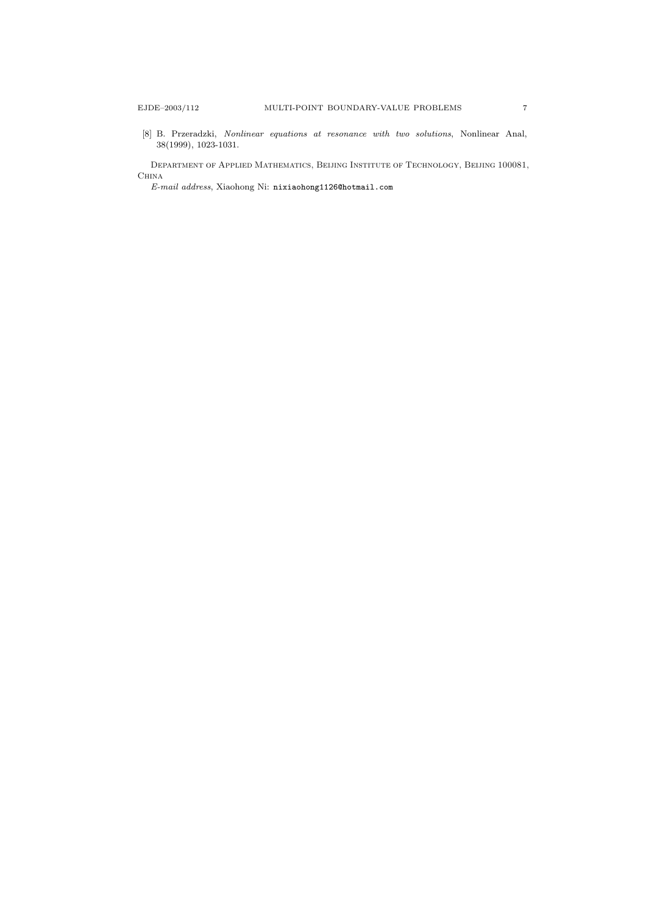[8] B. Przeradzki, *Nonlinear equations at resonance with two solutions,* Nonlinear Anal, 38(1999), 1023-1031.

Department of Applied Mathematics, Beijing Institute of Technology, Beijing 100081, China

*E-mail address*, Xiaohong Ni: `nixiaohong1126@hotmail.com`